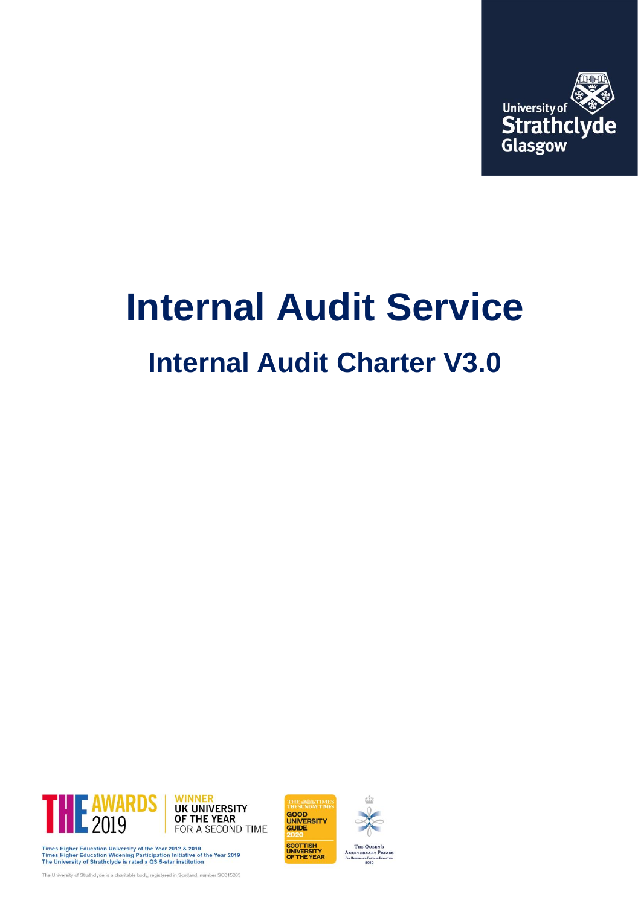University of Strathclyde Glasgow

# Internal Audit Service

## Internal Audit Charter V3.0

THE AWARDS 2019 WINNER UK UNIVERSITY OF THE YEAR FOR A SECOND TIME

Times Higher Education University of the Year 2012 & 2019
Times Higher Education Widening Participation Initiative of the Year 2019
The University of Strathclyde is rated a QS 5-star institution

THE TIMES THE SUNDAY TIMES GOOD UNIVERSITY GUIDE 2020 SCOTTISH UNIVERSITY OF THE YEAR

The Queen's Anniversary Prizes for Higher and Further Education 2019

The University of Strathclyde is a charitable body, registered in Scotland, number SC015263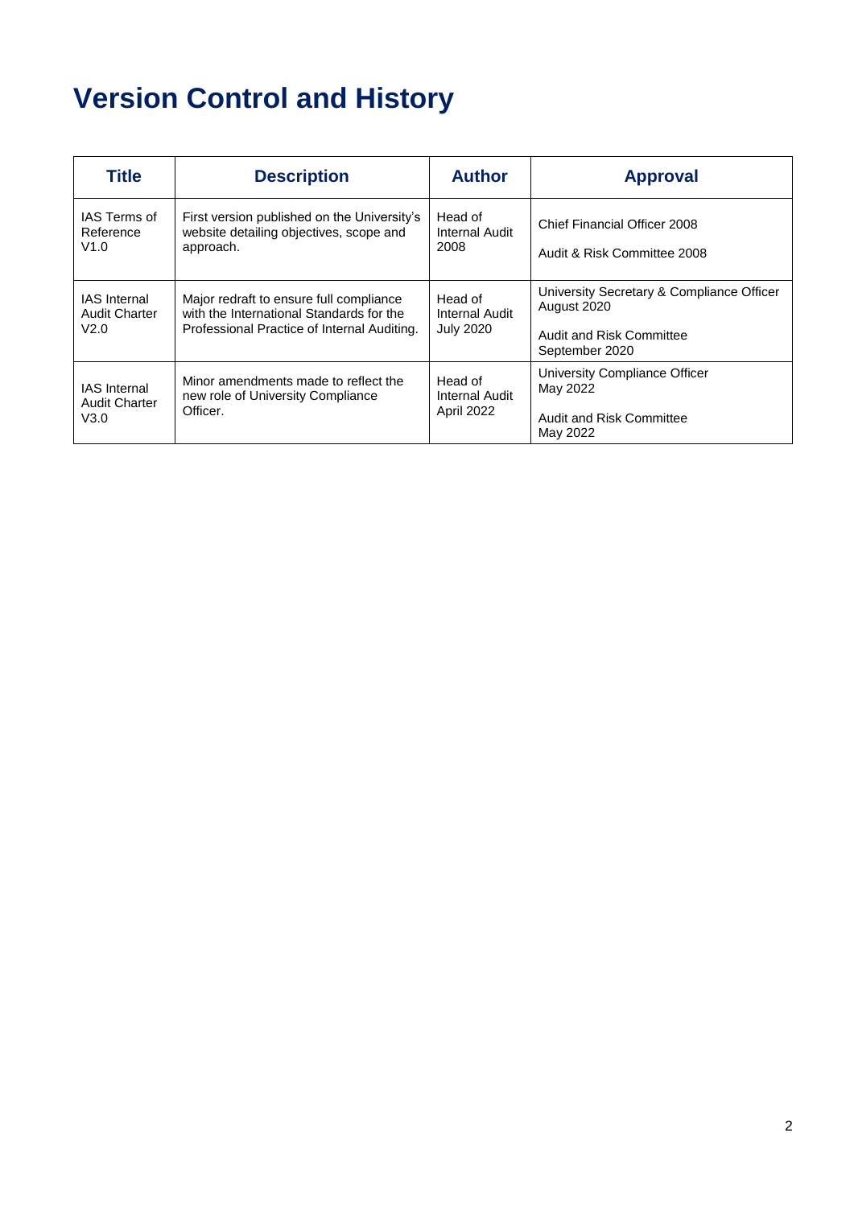# Version Control and History

| Title | Description | Author | Approval |
| --- | --- | --- | --- |
| IAS Terms of Reference V1.0 | First version published on the University's website detailing objectives, scope and approach. | Head of Internal Audit 2008 | Chief Financial Officer 2008<br><br>Audit & Risk Committee 2008 |
| IAS Internal Audit Charter V2.0 | Major redraft to ensure full compliance with the International Standards for the Professional Practice of Internal Auditing. | Head of Internal Audit July 2020 | University Secretary & Compliance Officer August 2020<br><br>Audit and Risk Committee September 2020 |
| IAS Internal Audit Charter V3.0 | Minor amendments made to reflect the new role of University Compliance Officer. | Head of Internal Audit April 2022 | University Compliance Officer May 2022<br><br>Audit and Risk Committee May 2022 |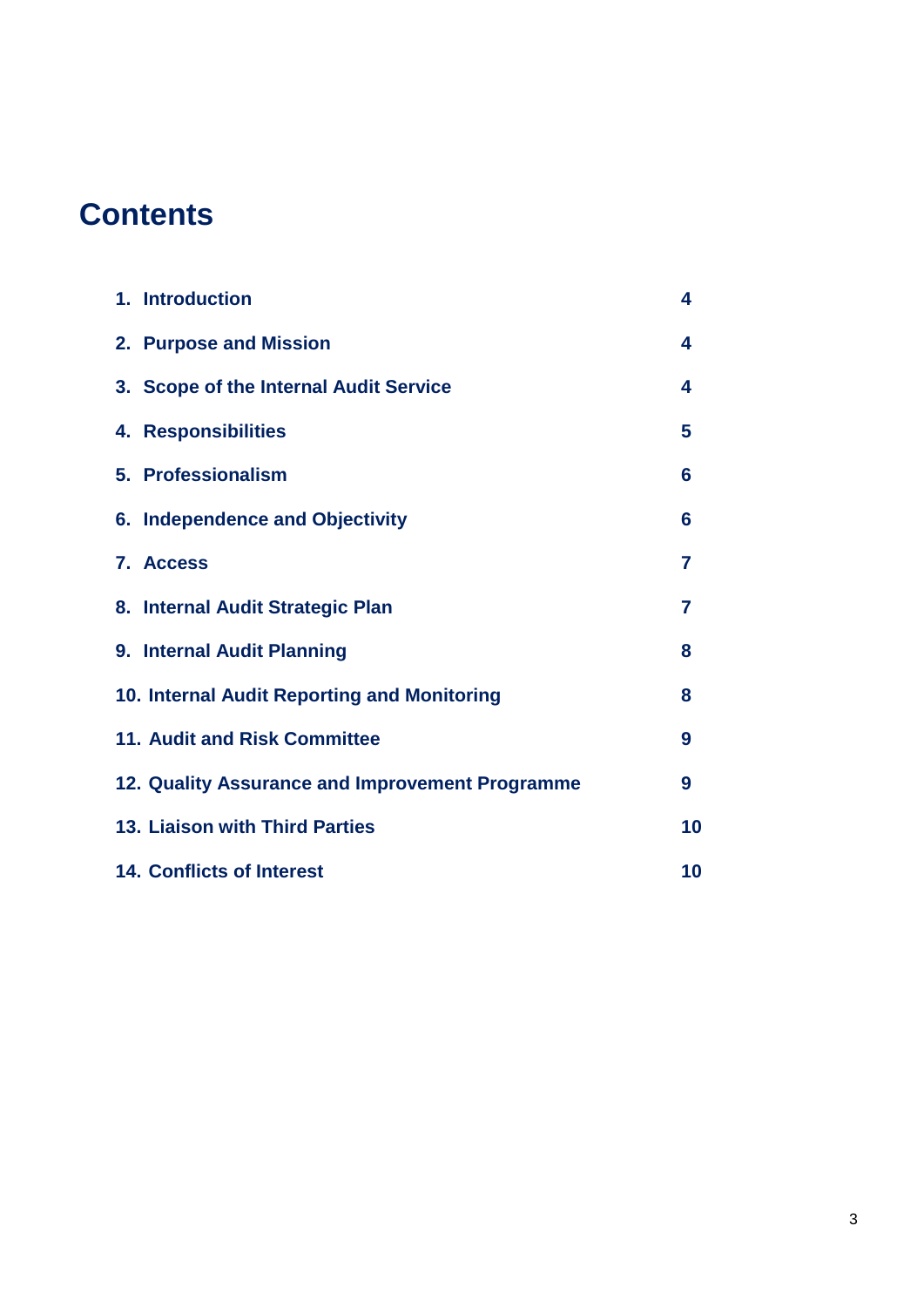# Contents

| | |
|---|---|
| **1. Introduction** | **4** |
| **2. Purpose and Mission** | **4** |
| **3. Scope of the Internal Audit Service** | **4** |
| **4. Responsibilities** | **5** |
| **5. Professionalism** | **6** |
| **6. Independence and Objectivity** | **6** |
| **7. Access** | **7** |
| **8. Internal Audit Strategic Plan** | **7** |
| **9. Internal Audit Planning** | **8** |
| **10. Internal Audit Reporting and Monitoring** | **8** |
| **11. Audit and Risk Committee** | **9** |
| **12. Quality Assurance and Improvement Programme** | **9** |
| **13. Liaison with Third Parties** | **10** |
| **14. Conflicts of Interest** | **10** |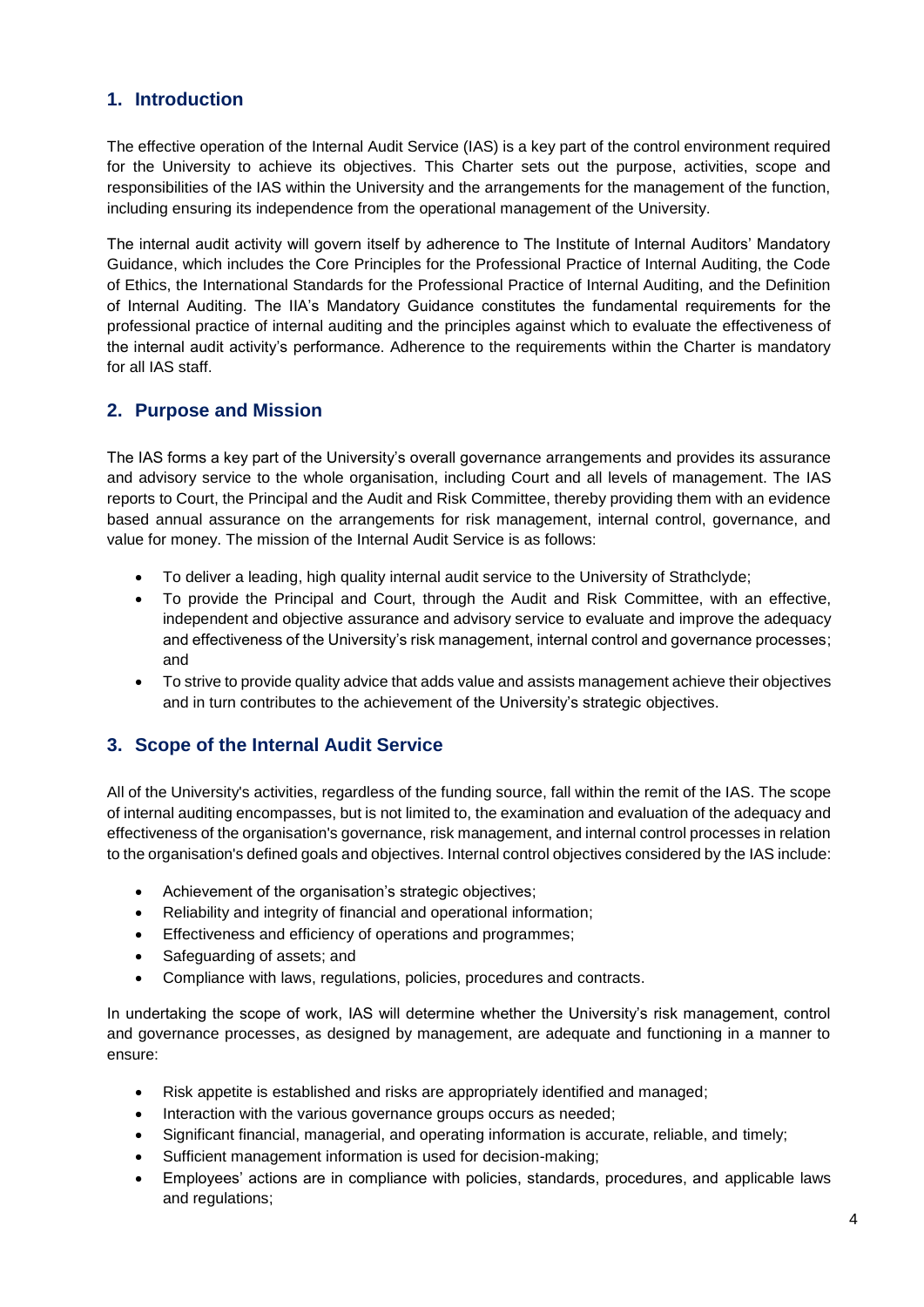## 1. Introduction

The effective operation of the Internal Audit Service (IAS) is a key part of the control environment required for the University to achieve its objectives. This Charter sets out the purpose, activities, scope and responsibilities of the IAS within the University and the arrangements for the management of the function, including ensuring its independence from the operational management of the University.

The internal audit activity will govern itself by adherence to The Institute of Internal Auditors' Mandatory Guidance, which includes the Core Principles for the Professional Practice of Internal Auditing, the Code of Ethics, the International Standards for the Professional Practice of Internal Auditing, and the Definition of Internal Auditing. The IIA's Mandatory Guidance constitutes the fundamental requirements for the professional practice of internal auditing and the principles against which to evaluate the effectiveness of the internal audit activity's performance. Adherence to the requirements within the Charter is mandatory for all IAS staff.

## 2. Purpose and Mission

The IAS forms a key part of the University's overall governance arrangements and provides its assurance and advisory service to the whole organisation, including Court and all levels of management. The IAS reports to Court, the Principal and the Audit and Risk Committee, thereby providing them with an evidence based annual assurance on the arrangements for risk management, internal control, governance, and value for money. The mission of the Internal Audit Service is as follows:

- To deliver a leading, high quality internal audit service to the University of Strathclyde;
- To provide the Principal and Court, through the Audit and Risk Committee, with an effective, independent and objective assurance and advisory service to evaluate and improve the adequacy and effectiveness of the University's risk management, internal control and governance processes; and
- To strive to provide quality advice that adds value and assists management achieve their objectives and in turn contributes to the achievement of the University's strategic objectives.

## 3. Scope of the Internal Audit Service

All of the University's activities, regardless of the funding source, fall within the remit of the IAS. The scope of internal auditing encompasses, but is not limited to, the examination and evaluation of the adequacy and effectiveness of the organisation's governance, risk management, and internal control processes in relation to the organisation's defined goals and objectives. Internal control objectives considered by the IAS include:

- Achievement of the organisation's strategic objectives;
- Reliability and integrity of financial and operational information;
- Effectiveness and efficiency of operations and programmes;
- Safeguarding of assets; and
- Compliance with laws, regulations, policies, procedures and contracts.

In undertaking the scope of work, IAS will determine whether the University's risk management, control and governance processes, as designed by management, are adequate and functioning in a manner to ensure:

- Risk appetite is established and risks are appropriately identified and managed;
- Interaction with the various governance groups occurs as needed;
- Significant financial, managerial, and operating information is accurate, reliable, and timely;
- Sufficient management information is used for decision-making;
- Employees' actions are in compliance with policies, standards, procedures, and applicable laws and regulations;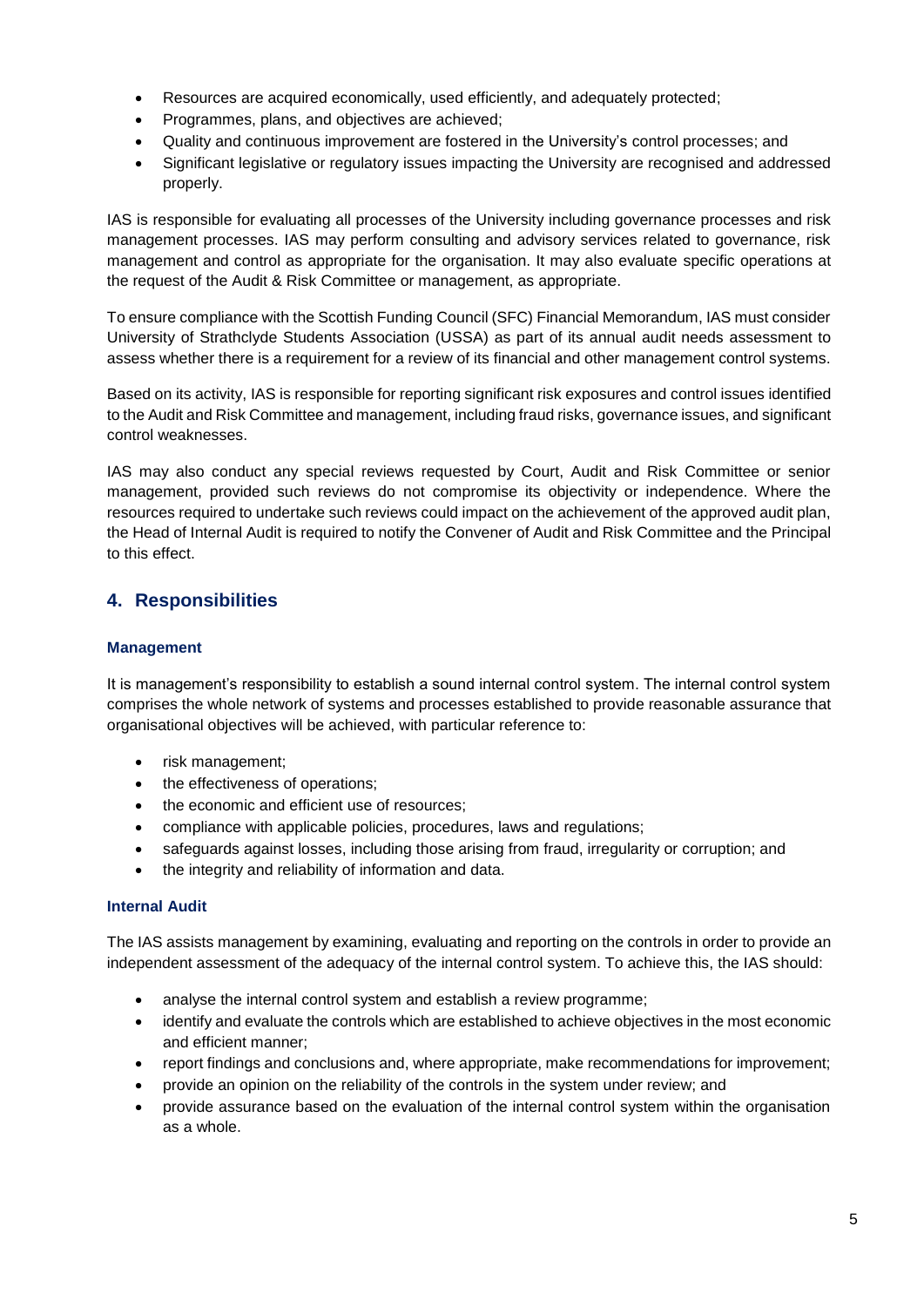- Resources are acquired economically, used efficiently, and adequately protected;
- Programmes, plans, and objectives are achieved;
- Quality and continuous improvement are fostered in the University's control processes; and
- Significant legislative or regulatory issues impacting the University are recognised and addressed properly.

IAS is responsible for evaluating all processes of the University including governance processes and risk management processes. IAS may perform consulting and advisory services related to governance, risk management and control as appropriate for the organisation. It may also evaluate specific operations at the request of the Audit & Risk Committee or management, as appropriate.

To ensure compliance with the Scottish Funding Council (SFC) Financial Memorandum, IAS must consider University of Strathclyde Students Association (USSA) as part of its annual audit needs assessment to assess whether there is a requirement for a review of its financial and other management control systems.

Based on its activity, IAS is responsible for reporting significant risk exposures and control issues identified to the Audit and Risk Committee and management, including fraud risks, governance issues, and significant control weaknesses.

IAS may also conduct any special reviews requested by Court, Audit and Risk Committee or senior management, provided such reviews do not compromise its objectivity or independence. Where the resources required to undertake such reviews could impact on the achievement of the approved audit plan, the Head of Internal Audit is required to notify the Convener of Audit and Risk Committee and the Principal to this effect.

## 4. Responsibilities

### Management

It is management's responsibility to establish a sound internal control system. The internal control system comprises the whole network of systems and processes established to provide reasonable assurance that organisational objectives will be achieved, with particular reference to:

- risk management;
- the effectiveness of operations;
- the economic and efficient use of resources;
- compliance with applicable policies, procedures, laws and regulations;
- safeguards against losses, including those arising from fraud, irregularity or corruption; and
- the integrity and reliability of information and data.

### Internal Audit

The IAS assists management by examining, evaluating and reporting on the controls in order to provide an independent assessment of the adequacy of the internal control system. To achieve this, the IAS should:

- analyse the internal control system and establish a review programme;
- identify and evaluate the controls which are established to achieve objectives in the most economic and efficient manner;
- report findings and conclusions and, where appropriate, make recommendations for improvement;
- provide an opinion on the reliability of the controls in the system under review; and
- provide assurance based on the evaluation of the internal control system within the organisation as a whole.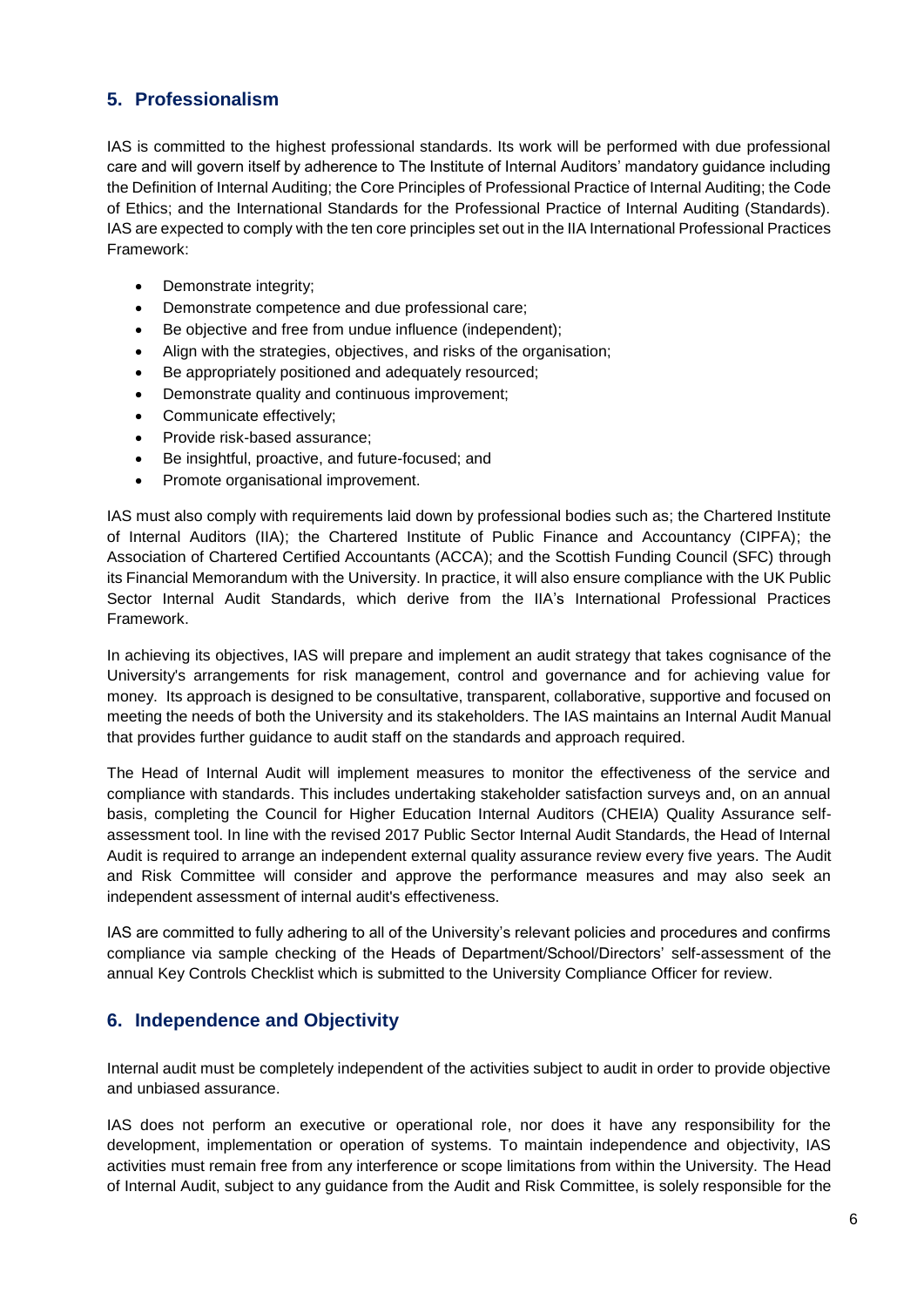## 5. Professionalism

IAS is committed to the highest professional standards. Its work will be performed with due professional care and will govern itself by adherence to The Institute of Internal Auditors' mandatory guidance including the Definition of Internal Auditing; the Core Principles of Professional Practice of Internal Auditing; the Code of Ethics; and the International Standards for the Professional Practice of Internal Auditing (Standards). IAS are expected to comply with the ten core principles set out in the IIA International Professional Practices Framework:

- Demonstrate integrity;
- Demonstrate competence and due professional care;
- Be objective and free from undue influence (independent);
- Align with the strategies, objectives, and risks of the organisation;
- Be appropriately positioned and adequately resourced;
- Demonstrate quality and continuous improvement;
- Communicate effectively;
- Provide risk-based assurance;
- Be insightful, proactive, and future-focused; and
- Promote organisational improvement.

IAS must also comply with requirements laid down by professional bodies such as; the Chartered Institute of Internal Auditors (IIA); the Chartered Institute of Public Finance and Accountancy (CIPFA); the Association of Chartered Certified Accountants (ACCA); and the Scottish Funding Council (SFC) through its Financial Memorandum with the University. In practice, it will also ensure compliance with the UK Public Sector Internal Audit Standards, which derive from the IIA's International Professional Practices Framework.

In achieving its objectives, IAS will prepare and implement an audit strategy that takes cognisance of the University's arrangements for risk management, control and governance and for achieving value for money. Its approach is designed to be consultative, transparent, collaborative, supportive and focused on meeting the needs of both the University and its stakeholders. The IAS maintains an Internal Audit Manual that provides further guidance to audit staff on the standards and approach required.

The Head of Internal Audit will implement measures to monitor the effectiveness of the service and compliance with standards. This includes undertaking stakeholder satisfaction surveys and, on an annual basis, completing the Council for Higher Education Internal Auditors (CHEIA) Quality Assurance self-assessment tool. In line with the revised 2017 Public Sector Internal Audit Standards, the Head of Internal Audit is required to arrange an independent external quality assurance review every five years. The Audit and Risk Committee will consider and approve the performance measures and may also seek an independent assessment of internal audit's effectiveness.

IAS are committed to fully adhering to all of the University's relevant policies and procedures and confirms compliance via sample checking of the Heads of Department/School/Directors' self-assessment of the annual Key Controls Checklist which is submitted to the University Compliance Officer for review.

## 6. Independence and Objectivity

Internal audit must be completely independent of the activities subject to audit in order to provide objective and unbiased assurance.

IAS does not perform an executive or operational role, nor does it have any responsibility for the development, implementation or operation of systems. To maintain independence and objectivity, IAS activities must remain free from any interference or scope limitations from within the University. The Head of Internal Audit, subject to any guidance from the Audit and Risk Committee, is solely responsible for the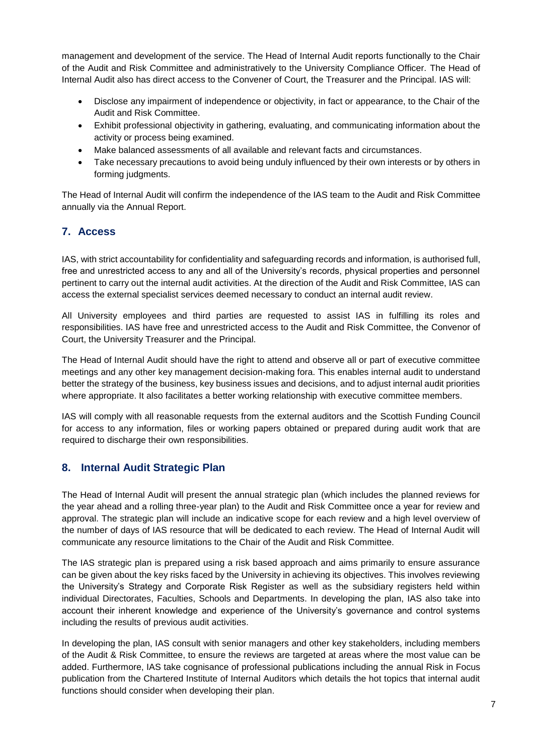management and development of the service. The Head of Internal Audit reports functionally to the Chair of the Audit and Risk Committee and administratively to the University Compliance Officer. The Head of Internal Audit also has direct access to the Convener of Court, the Treasurer and the Principal. IAS will:

- Disclose any impairment of independence or objectivity, in fact or appearance, to the Chair of the Audit and Risk Committee.
- Exhibit professional objectivity in gathering, evaluating, and communicating information about the activity or process being examined.
- Make balanced assessments of all available and relevant facts and circumstances.
- Take necessary precautions to avoid being unduly influenced by their own interests or by others in forming judgments.

The Head of Internal Audit will confirm the independence of the IAS team to the Audit and Risk Committee annually via the Annual Report.

## 7. Access

IAS, with strict accountability for confidentiality and safeguarding records and information, is authorised full, free and unrestricted access to any and all of the University's records, physical properties and personnel pertinent to carry out the internal audit activities. At the direction of the Audit and Risk Committee, IAS can access the external specialist services deemed necessary to conduct an internal audit review.

All University employees and third parties are requested to assist IAS in fulfilling its roles and responsibilities. IAS have free and unrestricted access to the Audit and Risk Committee, the Convenor of Court, the University Treasurer and the Principal.

The Head of Internal Audit should have the right to attend and observe all or part of executive committee meetings and any other key management decision-making fora. This enables internal audit to understand better the strategy of the business, key business issues and decisions, and to adjust internal audit priorities where appropriate. It also facilitates a better working relationship with executive committee members.

IAS will comply with all reasonable requests from the external auditors and the Scottish Funding Council for access to any information, files or working papers obtained or prepared during audit work that are required to discharge their own responsibilities.

## 8. Internal Audit Strategic Plan

The Head of Internal Audit will present the annual strategic plan (which includes the planned reviews for the year ahead and a rolling three-year plan) to the Audit and Risk Committee once a year for review and approval. The strategic plan will include an indicative scope for each review and a high level overview of the number of days of IAS resource that will be dedicated to each review. The Head of Internal Audit will communicate any resource limitations to the Chair of the Audit and Risk Committee.

The IAS strategic plan is prepared using a risk based approach and aims primarily to ensure assurance can be given about the key risks faced by the University in achieving its objectives. This involves reviewing the University's Strategy and Corporate Risk Register as well as the subsidiary registers held within individual Directorates, Faculties, Schools and Departments. In developing the plan, IAS also take into account their inherent knowledge and experience of the University's governance and control systems including the results of previous audit activities.

In developing the plan, IAS consult with senior managers and other key stakeholders, including members of the Audit & Risk Committee, to ensure the reviews are targeted at areas where the most value can be added. Furthermore, IAS take cognisance of professional publications including the annual Risk in Focus publication from the Chartered Institute of Internal Auditors which details the hot topics that internal audit functions should consider when developing their plan.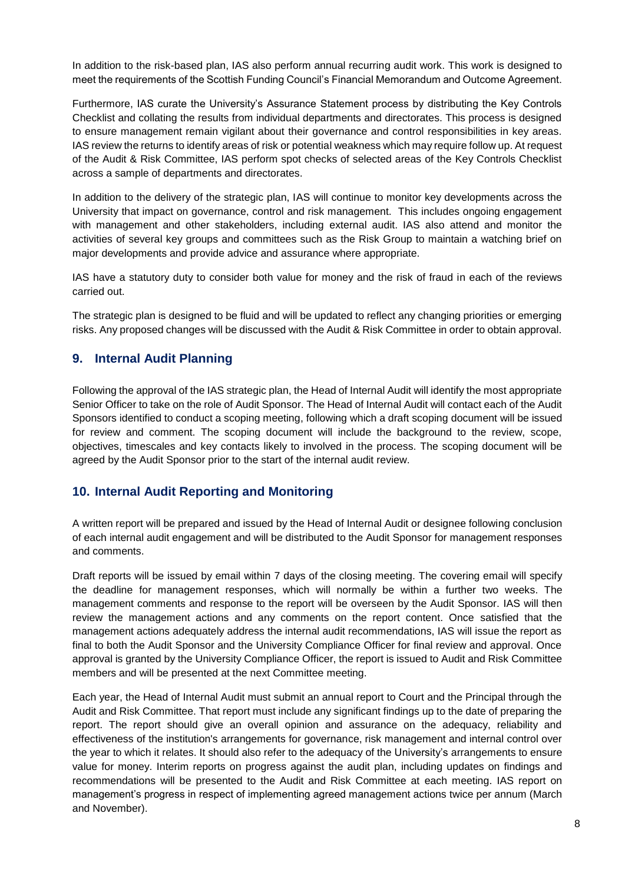In addition to the risk-based plan, IAS also perform annual recurring audit work. This work is designed to meet the requirements of the Scottish Funding Council's Financial Memorandum and Outcome Agreement.

Furthermore, IAS curate the University's Assurance Statement process by distributing the Key Controls Checklist and collating the results from individual departments and directorates. This process is designed to ensure management remain vigilant about their governance and control responsibilities in key areas. IAS review the returns to identify areas of risk or potential weakness which may require follow up. At request of the Audit & Risk Committee, IAS perform spot checks of selected areas of the Key Controls Checklist across a sample of departments and directorates.

In addition to the delivery of the strategic plan, IAS will continue to monitor key developments across the University that impact on governance, control and risk management. This includes ongoing engagement with management and other stakeholders, including external audit. IAS also attend and monitor the activities of several key groups and committees such as the Risk Group to maintain a watching brief on major developments and provide advice and assurance where appropriate.

IAS have a statutory duty to consider both value for money and the risk of fraud in each of the reviews carried out.

The strategic plan is designed to be fluid and will be updated to reflect any changing priorities or emerging risks. Any proposed changes will be discussed with the Audit & Risk Committee in order to obtain approval.

## 9. Internal Audit Planning

Following the approval of the IAS strategic plan, the Head of Internal Audit will identify the most appropriate Senior Officer to take on the role of Audit Sponsor. The Head of Internal Audit will contact each of the Audit Sponsors identified to conduct a scoping meeting, following which a draft scoping document will be issued for review and comment. The scoping document will include the background to the review, scope, objectives, timescales and key contacts likely to involved in the process. The scoping document will be agreed by the Audit Sponsor prior to the start of the internal audit review.

## 10. Internal Audit Reporting and Monitoring

A written report will be prepared and issued by the Head of Internal Audit or designee following conclusion of each internal audit engagement and will be distributed to the Audit Sponsor for management responses and comments.

Draft reports will be issued by email within 7 days of the closing meeting. The covering email will specify the deadline for management responses, which will normally be within a further two weeks. The management comments and response to the report will be overseen by the Audit Sponsor. IAS will then review the management actions and any comments on the report content. Once satisfied that the management actions adequately address the internal audit recommendations, IAS will issue the report as final to both the Audit Sponsor and the University Compliance Officer for final review and approval. Once approval is granted by the University Compliance Officer, the report is issued to Audit and Risk Committee members and will be presented at the next Committee meeting.

Each year, the Head of Internal Audit must submit an annual report to Court and the Principal through the Audit and Risk Committee. That report must include any significant findings up to the date of preparing the report. The report should give an overall opinion and assurance on the adequacy, reliability and effectiveness of the institution's arrangements for governance, risk management and internal control over the year to which it relates. It should also refer to the adequacy of the University's arrangements to ensure value for money. Interim reports on progress against the audit plan, including updates on findings and recommendations will be presented to the Audit and Risk Committee at each meeting. IAS report on management's progress in respect of implementing agreed management actions twice per annum (March and November).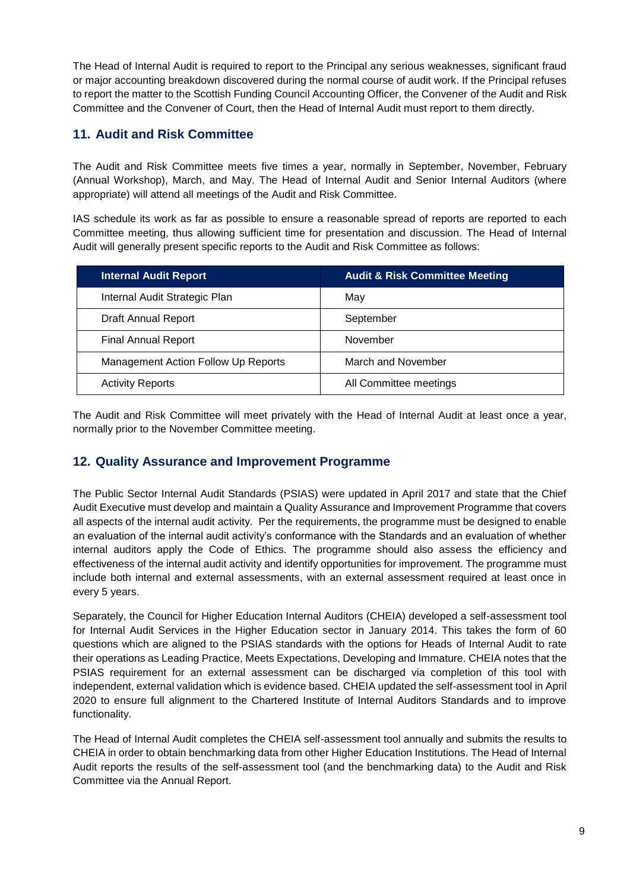The Head of Internal Audit is required to report to the Principal any serious weaknesses, significant fraud or major accounting breakdown discovered during the normal course of audit work. If the Principal refuses to report the matter to the Scottish Funding Council Accounting Officer, the Convener of the Audit and Risk Committee and the Convener of Court, then the Head of Internal Audit must report to them directly.

## 11. Audit and Risk Committee

The Audit and Risk Committee meets five times a year, normally in September, November, February (Annual Workshop), March, and May. The Head of Internal Audit and Senior Internal Auditors (where appropriate) will attend all meetings of the Audit and Risk Committee.

IAS schedule its work as far as possible to ensure a reasonable spread of reports are reported to each Committee meeting, thus allowing sufficient time for presentation and discussion. The Head of Internal Audit will generally present specific reports to the Audit and Risk Committee as follows:

| Internal Audit Report | Audit & Risk Committee Meeting |
| --- | --- |
| Internal Audit Strategic Plan | May |
| Draft Annual Report | September |
| Final Annual Report | November |
| Management Action Follow Up Reports | March and November |
| Activity Reports | All Committee meetings |

The Audit and Risk Committee will meet privately with the Head of Internal Audit at least once a year, normally prior to the November Committee meeting.

## 12. Quality Assurance and Improvement Programme

The Public Sector Internal Audit Standards (PSIAS) were updated in April 2017 and state that the Chief Audit Executive must develop and maintain a Quality Assurance and Improvement Programme that covers all aspects of the internal audit activity. Per the requirements, the programme must be designed to enable an evaluation of the internal audit activity's conformance with the Standards and an evaluation of whether internal auditors apply the Code of Ethics. The programme should also assess the efficiency and effectiveness of the internal audit activity and identify opportunities for improvement. The programme must include both internal and external assessments, with an external assessment required at least once in every 5 years.

Separately, the Council for Higher Education Internal Auditors (CHEIA) developed a self-assessment tool for Internal Audit Services in the Higher Education sector in January 2014. This takes the form of 60 questions which are aligned to the PSIAS standards with the options for Heads of Internal Audit to rate their operations as Leading Practice, Meets Expectations, Developing and Immature. CHEIA notes that the PSIAS requirement for an external assessment can be discharged via completion of this tool with independent, external validation which is evidence based. CHEIA updated the self-assessment tool in April 2020 to ensure full alignment to the Chartered Institute of Internal Auditors Standards and to improve functionality.

The Head of Internal Audit completes the CHEIA self-assessment tool annually and submits the results to CHEIA in order to obtain benchmarking data from other Higher Education Institutions. The Head of Internal Audit reports the results of the self-assessment tool (and the benchmarking data) to the Audit and Risk Committee via the Annual Report.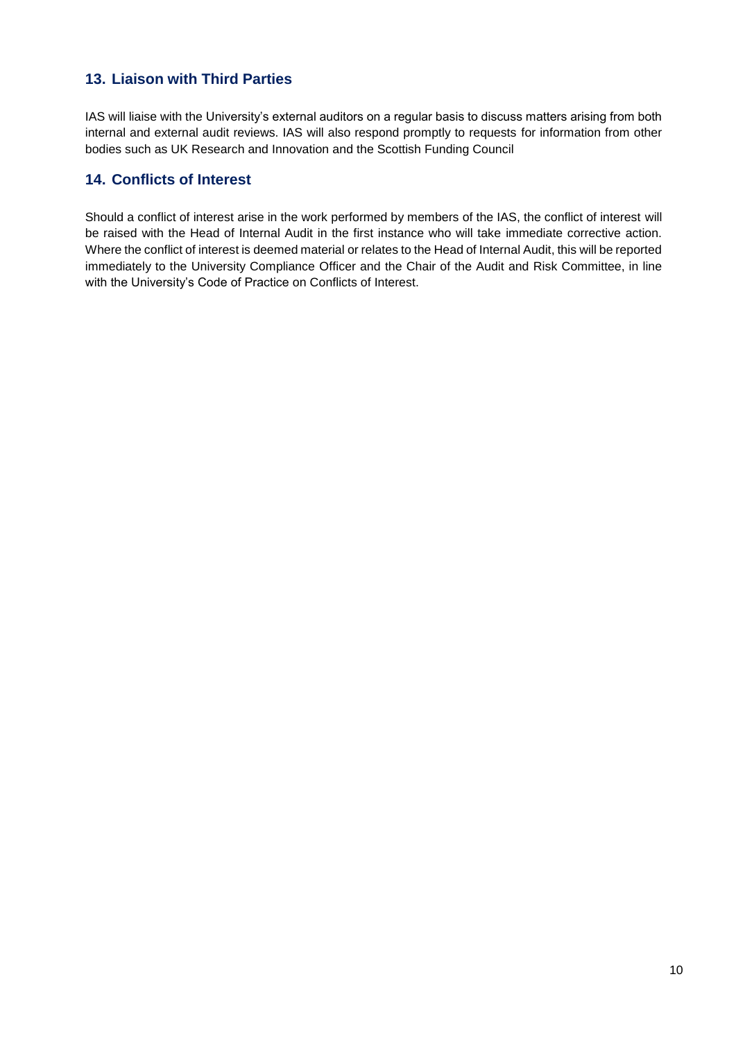## 13. Liaison with Third Parties

IAS will liaise with the University's external auditors on a regular basis to discuss matters arising from both internal and external audit reviews. IAS will also respond promptly to requests for information from other bodies such as UK Research and Innovation and the Scottish Funding Council

## 14. Conflicts of Interest

Should a conflict of interest arise in the work performed by members of the IAS, the conflict of interest will be raised with the Head of Internal Audit in the first instance who will take immediate corrective action. Where the conflict of interest is deemed material or relates to the Head of Internal Audit, this will be reported immediately to the University Compliance Officer and the Chair of the Audit and Risk Committee, in line with the University's Code of Practice on Conflicts of Interest.